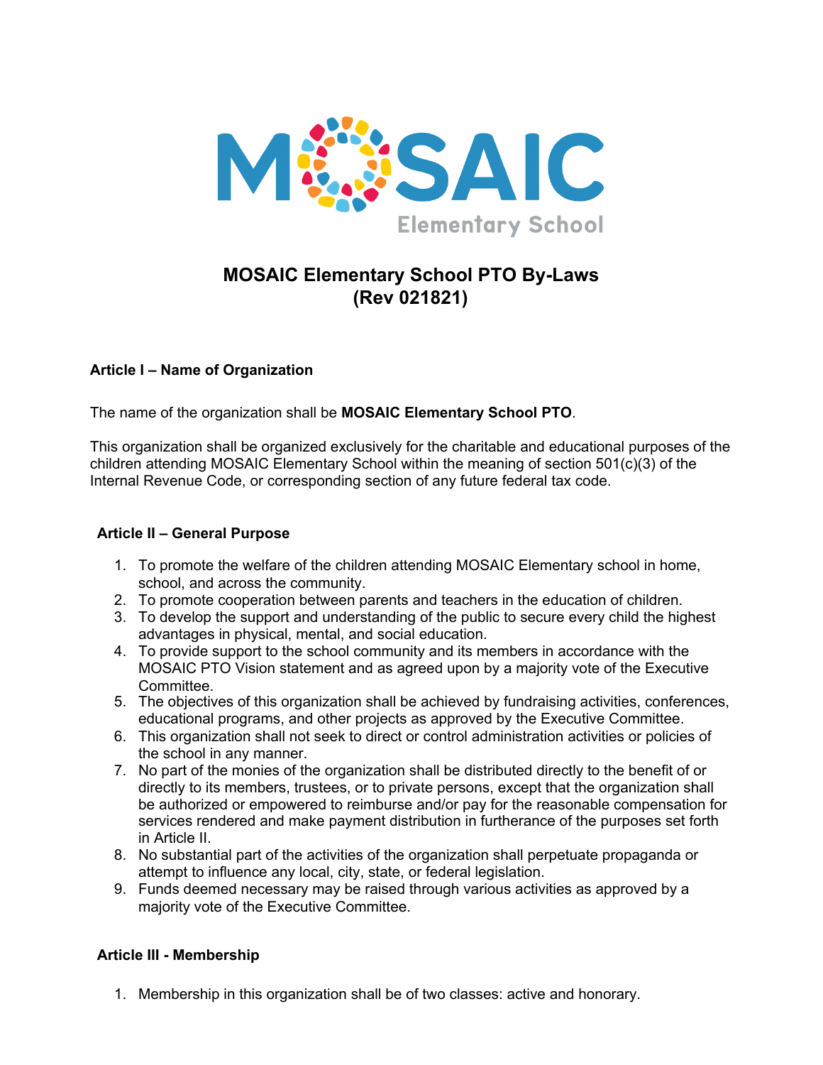# MOSAIC Elementary School PTO By-Laws (Rev 021821)

## Article I – Name of Organization

The name of the organization shall be **MOSAIC Elementary School PTO**.

This organization shall be organized exclusively for the charitable and educational purposes of the children attending MOSAIC Elementary School within the meaning of section 501(c)(3) of the Internal Revenue Code, or corresponding section of any future federal tax code.

## Article II – General Purpose

1. To promote the welfare of the children attending MOSAIC Elementary school in home, school, and across the community.
2. To promote cooperation between parents and teachers in the education of children.
3. To develop the support and understanding of the public to secure every child the highest advantages in physical, mental, and social education.
4. To provide support to the school community and its members in accordance with the MOSAIC PTO Vision statement and as agreed upon by a majority vote of the Executive Committee.
5. The objectives of this organization shall be achieved by fundraising activities, conferences, educational programs, and other projects as approved by the Executive Committee.
6. This organization shall not seek to direct or control administration activities or policies of the school in any manner.
7. No part of the monies of the organization shall be distributed directly to the benefit of or directly to its members, trustees, or to private persons, except that the organization shall be authorized or empowered to reimburse and/or pay for the reasonable compensation for services rendered and make payment distribution in furtherance of the purposes set forth in Article II.
8. No substantial part of the activities of the organization shall perpetuate propaganda or attempt to influence any local, city, state, or federal legislation.
9. Funds deemed necessary may be raised through various activities as approved by a majority vote of the Executive Committee.

## Article III - Membership

1. Membership in this organization shall be of two classes: active and honorary.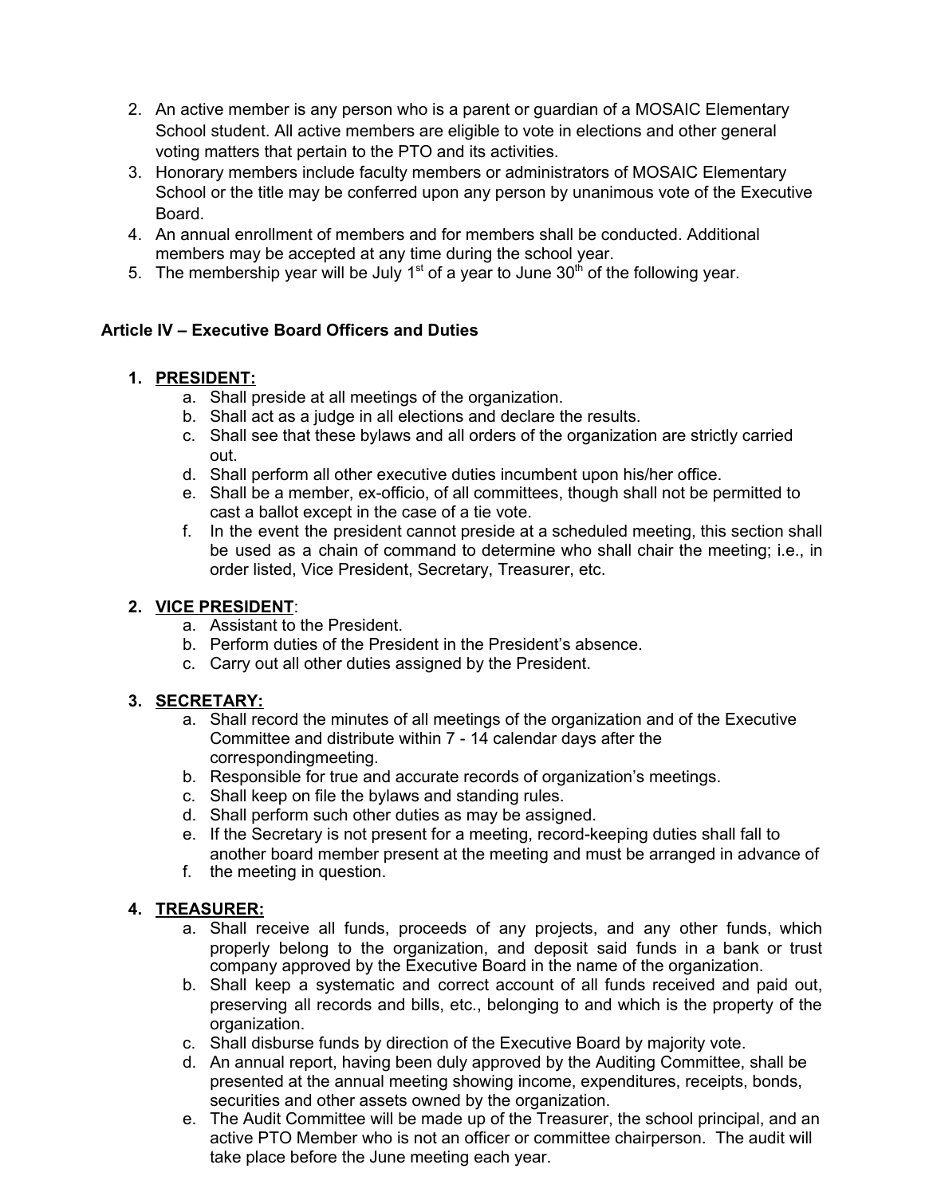2. An active member is any person who is a parent or guardian of a MOSAIC Elementary School student. All active members are eligible to vote in elections and other general voting matters that pertain to the PTO and its activities.
3. Honorary members include faculty members or administrators of MOSAIC Elementary School or the title may be conferred upon any person by unanimous vote of the Executive Board.
4. An annual enrollment of members and for members shall be conducted. Additional members may be accepted at any time during the school year.
5. The membership year will be July 1st of a year to June 30th of the following year.

**Article IV – Executive Board Officers and Duties**

1. **PRESIDENT:**
   a. Shall preside at all meetings of the organization.
   b. Shall act as a judge in all elections and declare the results.
   c. Shall see that these bylaws and all orders of the organization are strictly carried out.
   d. Shall perform all other executive duties incumbent upon his/her office.
   e. Shall be a member, ex-officio, of all committees, though shall not be permitted to cast a ballot except in the case of a tie vote.
   f. In the event the president cannot preside at a scheduled meeting, this section shall be used as a chain of command to determine who shall chair the meeting; i.e., in order listed, Vice President, Secretary, Treasurer, etc.

2. **VICE PRESIDENT**:
   a. Assistant to the President.
   b. Perform duties of the President in the President's absence.
   c. Carry out all other duties assigned by the President.

3. **SECRETARY:**
   a. Shall record the minutes of all meetings of the organization and of the Executive Committee and distribute within 7 - 14 calendar days after the correspondingmeeting.
   b. Responsible for true and accurate records of organization's meetings.
   c. Shall keep on file the bylaws and standing rules.
   d. Shall perform such other duties as may be assigned.
   e. If the Secretary is not present for a meeting, record-keeping duties shall fall to another board member present at the meeting and must be arranged in advance of
   f. the meeting in question.

4. **TREASURER:**
   a. Shall receive all funds, proceeds of any projects, and any other funds, which properly belong to the organization, and deposit said funds in a bank or trust company approved by the Executive Board in the name of the organization.
   b. Shall keep a systematic and correct account of all funds received and paid out, preserving all records and bills, etc., belonging to and which is the property of the organization.
   c. Shall disburse funds by direction of the Executive Board by majority vote.
   d. An annual report, having been duly approved by the Auditing Committee, shall be presented at the annual meeting showing income, expenditures, receipts, bonds, securities and other assets owned by the organization.
   e. The Audit Committee will be made up of the Treasurer, the school principal, and an active PTO Member who is not an officer or committee chairperson. The audit will take place before the June meeting each year.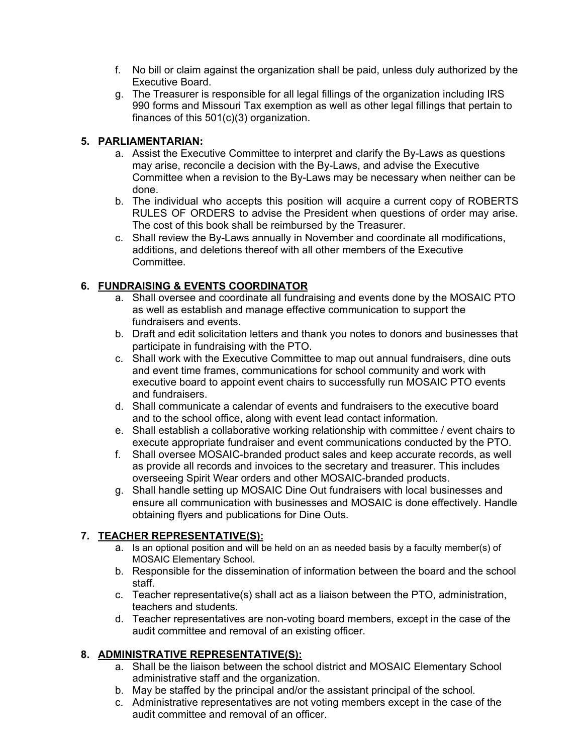f. No bill or claim against the organization shall be paid, unless duly authorized by the Executive Board.

g. The Treasurer is responsible for all legal fillings of the organization including IRS 990 forms and Missouri Tax exemption as well as other legal fillings that pertain to finances of this 501(c)(3) organization.

5. **PARLIAMENTARIAN:**
   a. Assist the Executive Committee to interpret and clarify the By-Laws as questions may arise, reconcile a decision with the By-Laws, and advise the Executive Committee when a revision to the By-Laws may be necessary when neither can be done.
   b. The individual who accepts this position will acquire a current copy of ROBERTS RULES OF ORDERS to advise the President when questions of order may arise. The cost of this book shall be reimbursed by the Treasurer.
   c. Shall review the By-Laws annually in November and coordinate all modifications, additions, and deletions thereof with all other members of the Executive Committee.

6. **FUNDRAISING & EVENTS COORDINATOR**
   a. Shall oversee and coordinate all fundraising and events done by the MOSAIC PTO as well as establish and manage effective communication to support the fundraisers and events.
   b. Draft and edit solicitation letters and thank you notes to donors and businesses that participate in fundraising with the PTO.
   c. Shall work with the Executive Committee to map out annual fundraisers, dine outs and event time frames, communications for school community and work with executive board to appoint event chairs to successfully run MOSAIC PTO events and fundraisers.
   d. Shall communicate a calendar of events and fundraisers to the executive board and to the school office, along with event lead contact information.
   e. Shall establish a collaborative working relationship with committee / event chairs to execute appropriate fundraiser and event communications conducted by the PTO.
   f. Shall oversee MOSAIC-branded product sales and keep accurate records, as well as provide all records and invoices to the secretary and treasurer. This includes overseeing Spirit Wear orders and other MOSAIC-branded products.
   g. Shall handle setting up MOSAIC Dine Out fundraisers with local businesses and ensure all communication with businesses and MOSAIC is done effectively. Handle obtaining flyers and publications for Dine Outs.

7. **TEACHER REPRESENTATIVE(S):**
   a. Is an optional position and will be held on an as needed basis by a faculty member(s) of MOSAIC Elementary School.
   b. Responsible for the dissemination of information between the board and the school staff.
   c. Teacher representative(s) shall act as a liaison between the PTO, administration, teachers and students.
   d. Teacher representatives are non-voting board members, except in the case of the audit committee and removal of an existing officer.

8. **ADMINISTRATIVE REPRESENTATIVE(S):**
   a. Shall be the liaison between the school district and MOSAIC Elementary School administrative staff and the organization.
   b. May be staffed by the principal and/or the assistant principal of the school.
   c. Administrative representatives are not voting members except in the case of the audit committee and removal of an officer.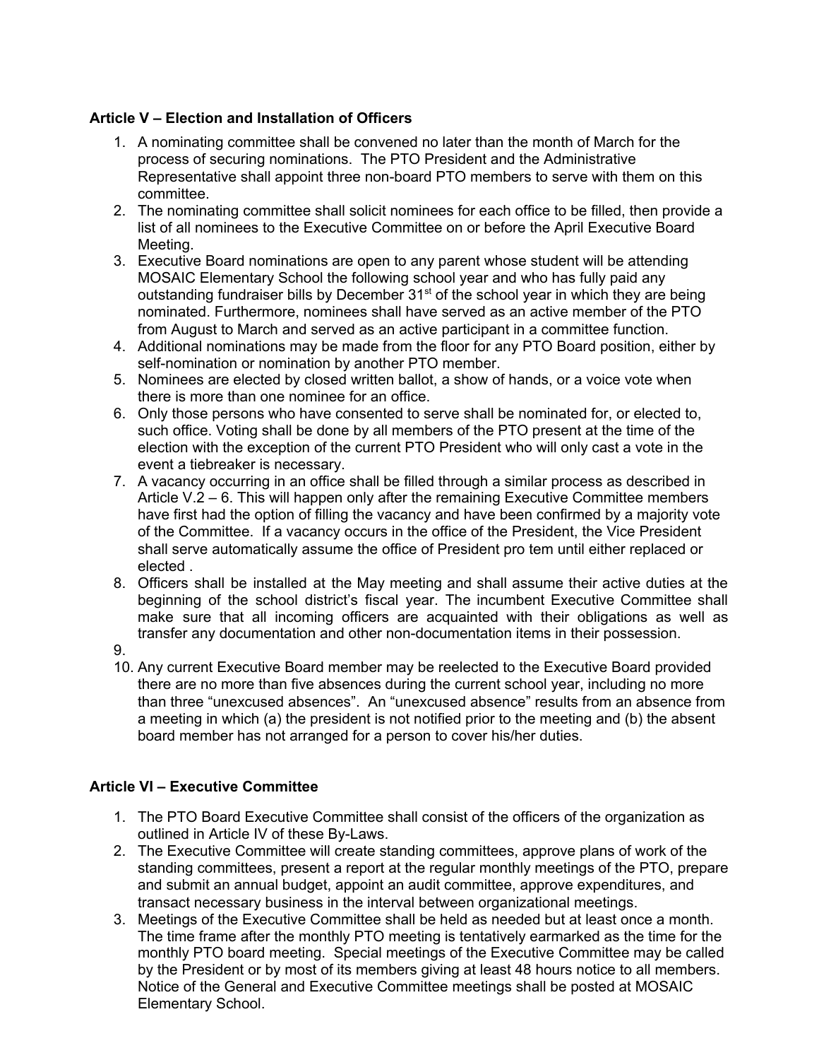**Article V – Election and Installation of Officers**

1. A nominating committee shall be convened no later than the month of March for the process of securing nominations. The PTO President and the Administrative Representative shall appoint three non-board PTO members to serve with them on this committee.
2. The nominating committee shall solicit nominees for each office to be filled, then provide a list of all nominees to the Executive Committee on or before the April Executive Board Meeting.
3. Executive Board nominations are open to any parent whose student will be attending MOSAIC Elementary School the following school year and who has fully paid any outstanding fundraiser bills by December 31st of the school year in which they are being nominated. Furthermore, nominees shall have served as an active member of the PTO from August to March and served as an active participant in a committee function.
4. Additional nominations may be made from the floor for any PTO Board position, either by self-nomination or nomination by another PTO member.
5. Nominees are elected by closed written ballot, a show of hands, or a voice vote when there is more than one nominee for an office.
6. Only those persons who have consented to serve shall be nominated for, or elected to, such office. Voting shall be done by all members of the PTO present at the time of the election with the exception of the current PTO President who will only cast a vote in the event a tiebreaker is necessary.
7. A vacancy occurring in an office shall be filled through a similar process as described in Article V.2 – 6. This will happen only after the remaining Executive Committee members have first had the option of filling the vacancy and have been confirmed by a majority vote of the Committee. If a vacancy occurs in the office of the President, the Vice President shall serve automatically assume the office of President pro tem until either replaced or elected .
8. Officers shall be installed at the May meeting and shall assume their active duties at the beginning of the school district's fiscal year. The incumbent Executive Committee shall make sure that all incoming officers are acquainted with their obligations as well as transfer any documentation and other non-documentation items in their possession.
9. 
10. Any current Executive Board member may be reelected to the Executive Board provided there are no more than five absences during the current school year, including no more than three "unexcused absences". An "unexcused absence" results from an absence from a meeting in which (a) the president is not notified prior to the meeting and (b) the absent board member has not arranged for a person to cover his/her duties.

**Article VI – Executive Committee**

1. The PTO Board Executive Committee shall consist of the officers of the organization as outlined in Article IV of these By-Laws.
2. The Executive Committee will create standing committees, approve plans of work of the standing committees, present a report at the regular monthly meetings of the PTO, prepare and submit an annual budget, appoint an audit committee, approve expenditures, and transact necessary business in the interval between organizational meetings.
3. Meetings of the Executive Committee shall be held as needed but at least once a month. The time frame after the monthly PTO meeting is tentatively earmarked as the time for the monthly PTO board meeting. Special meetings of the Executive Committee may be called by the President or by most of its members giving at least 48 hours notice to all members. Notice of the General and Executive Committee meetings shall be posted at MOSAIC Elementary School.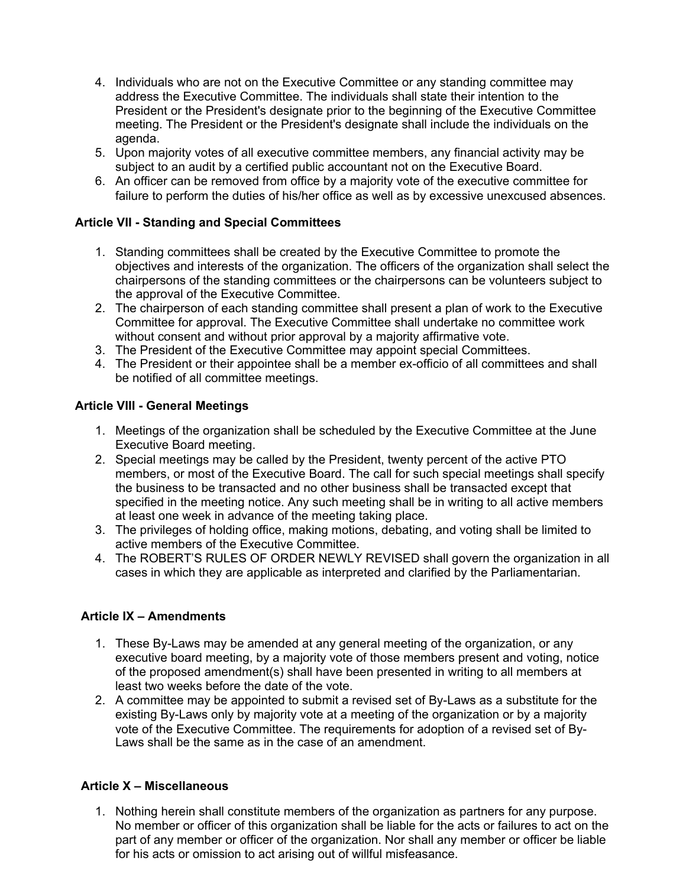4. Individuals who are not on the Executive Committee or any standing committee may address the Executive Committee. The individuals shall state their intention to the President or the President's designate prior to the beginning of the Executive Committee meeting. The President or the President's designate shall include the individuals on the agenda.
5. Upon majority votes of all executive committee members, any financial activity may be subject to an audit by a certified public accountant not on the Executive Board.
6. An officer can be removed from office by a majority vote of the executive committee for failure to perform the duties of his/her office as well as by excessive unexcused absences.

**Article VII - Standing and Special Committees**

1. Standing committees shall be created by the Executive Committee to promote the objectives and interests of the organization. The officers of the organization shall select the chairpersons of the standing committees or the chairpersons can be volunteers subject to the approval of the Executive Committee.
2. The chairperson of each standing committee shall present a plan of work to the Executive Committee for approval. The Executive Committee shall undertake no committee work without consent and without prior approval by a majority affirmative vote.
3. The President of the Executive Committee may appoint special Committees.
4. The President or their appointee shall be a member ex-officio of all committees and shall be notified of all committee meetings.

**Article VIII - General Meetings**

1. Meetings of the organization shall be scheduled by the Executive Committee at the June Executive Board meeting.
2. Special meetings may be called by the President, twenty percent of the active PTO members, or most of the Executive Board. The call for such special meetings shall specify the business to be transacted and no other business shall be transacted except that specified in the meeting notice. Any such meeting shall be in writing to all active members at least one week in advance of the meeting taking place.
3. The privileges of holding office, making motions, debating, and voting shall be limited to active members of the Executive Committee.
4. The ROBERT'S RULES OF ORDER NEWLY REVISED shall govern the organization in all cases in which they are applicable as interpreted and clarified by the Parliamentarian.

**Article IX – Amendments**

1. These By-Laws may be amended at any general meeting of the organization, or any executive board meeting, by a majority vote of those members present and voting, notice of the proposed amendment(s) shall have been presented in writing to all members at least two weeks before the date of the vote.
2. A committee may be appointed to submit a revised set of By-Laws as a substitute for the existing By-Laws only by majority vote at a meeting of the organization or by a majority vote of the Executive Committee. The requirements for adoption of a revised set of By-Laws shall be the same as in the case of an amendment.

**Article X – Miscellaneous**

1. Nothing herein shall constitute members of the organization as partners for any purpose. No member or officer of this organization shall be liable for the acts or failures to act on the part of any member or officer of the organization. Nor shall any member or officer be liable for his acts or omission to act arising out of willful misfeasance.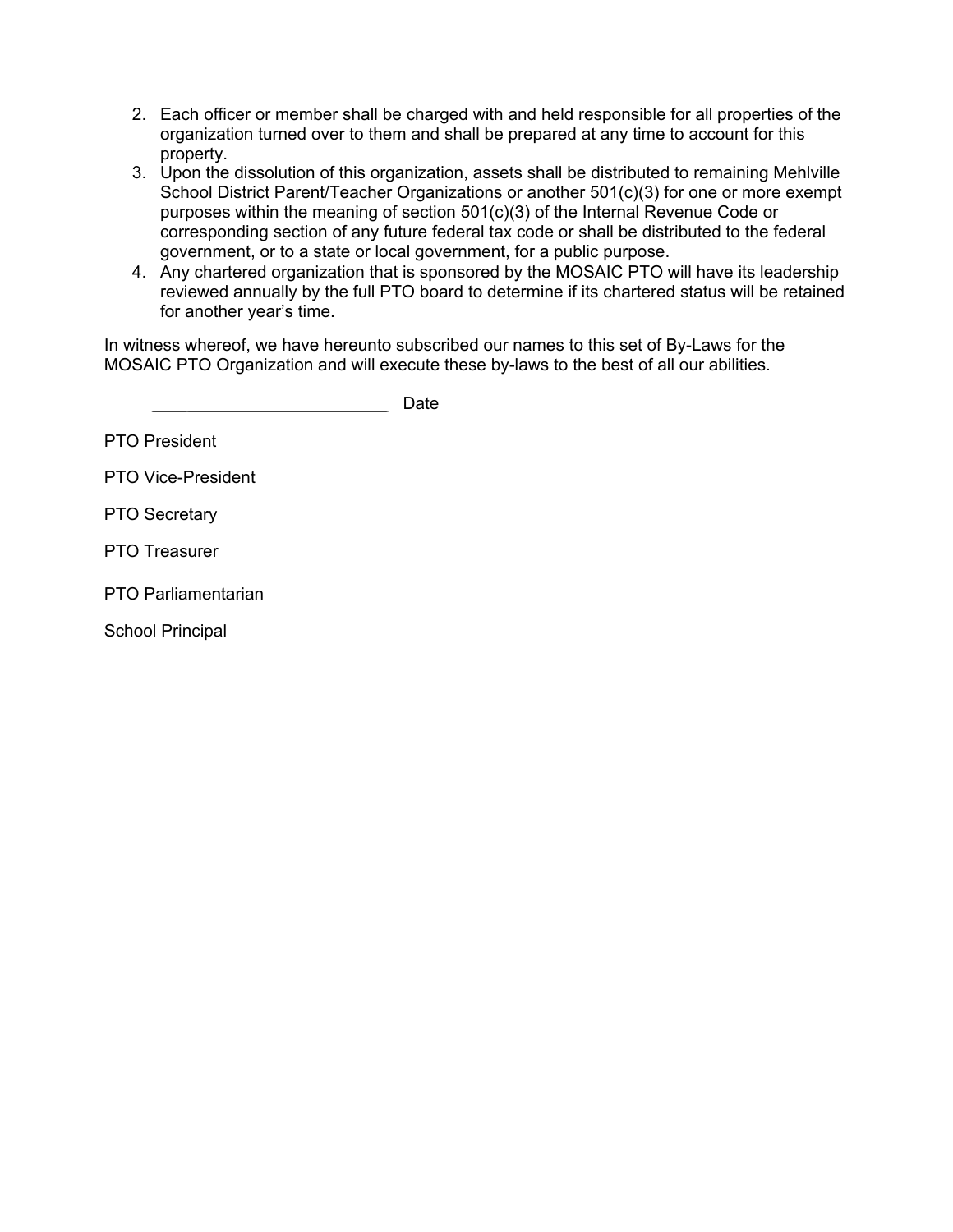2. Each officer or member shall be charged with and held responsible for all properties of the organization turned over to them and shall be prepared at any time to account for this property.
3. Upon the dissolution of this organization, assets shall be distributed to remaining Mehlville School District Parent/Teacher Organizations or another 501(c)(3) for one or more exempt purposes within the meaning of section 501(c)(3) of the Internal Revenue Code or corresponding section of any future federal tax code or shall be distributed to the federal government, or to a state or local government, for a public purpose.
4. Any chartered organization that is sponsored by the MOSAIC PTO will have its leadership reviewed annually by the full PTO board to determine if its chartered status will be retained for another year's time.

In witness whereof, we have hereunto subscribed our names to this set of By-Laws for the MOSAIC PTO Organization and will execute these by-laws to the best of all our abilities.

________________________ Date

PTO President

PTO Vice-President

PTO Secretary

PTO Treasurer

PTO Parliamentarian

School Principal